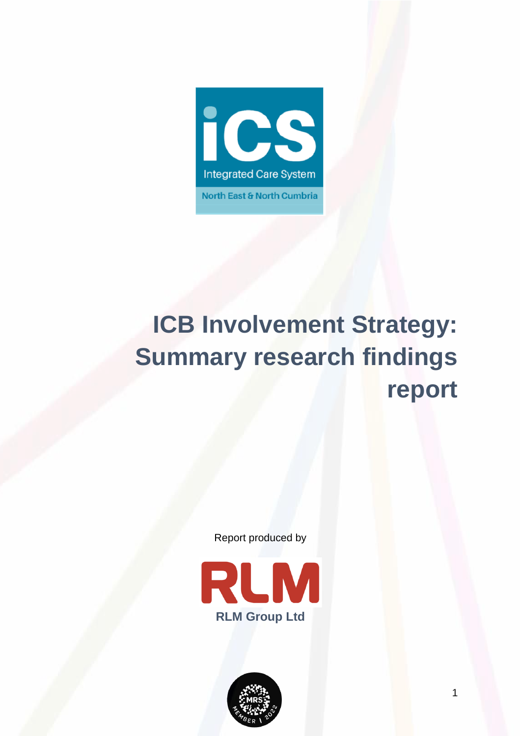iCS

Integrated Care System

North East & North Cumbria

# ICB Involvement Strategy: Summary research findings report

Report produced by

RLM

RLM Group Ltd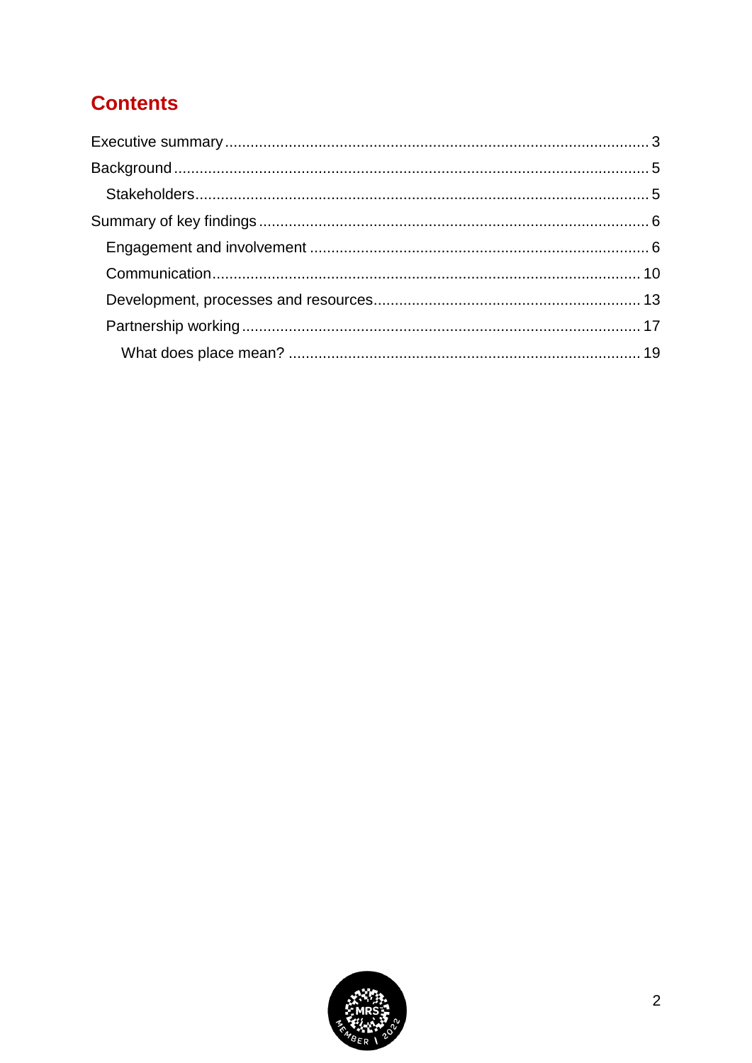## Contents

- Executive summary ... 3
- Background ... 5
  - Stakeholders ... 5
- Summary of key findings ... 6
  - Engagement and involvement ... 6
  - Communication ... 10
  - Development, processes and resources ... 13
  - Partnership working ... 17
    - What does place mean? ... 19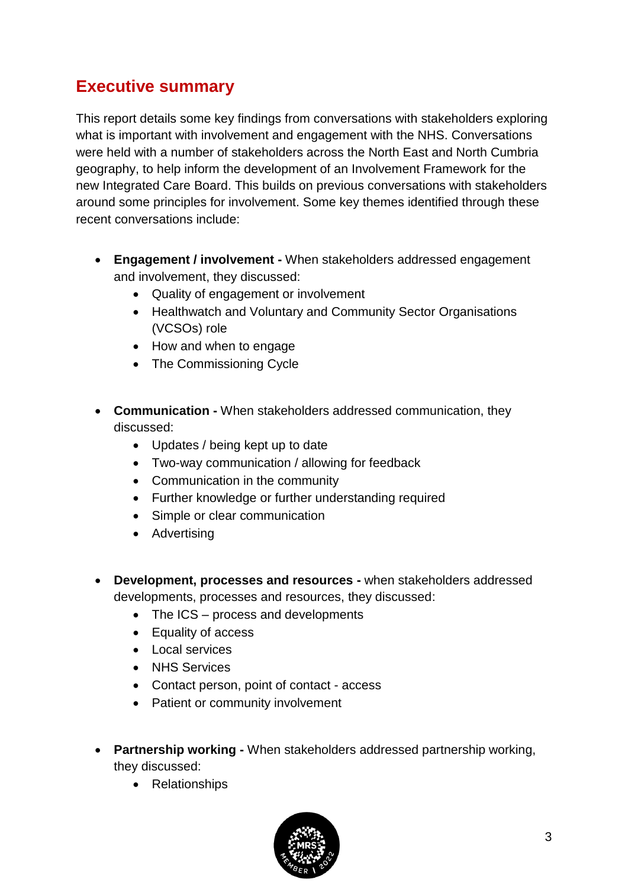## Executive summary

This report details some key findings from conversations with stakeholders exploring what is important with involvement and engagement with the NHS. Conversations were held with a number of stakeholders across the North East and North Cumbria geography, to help inform the development of an Involvement Framework for the new Integrated Care Board. This builds on previous conversations with stakeholders around some principles for involvement. Some key themes identified through these recent conversations include:

- **Engagement / involvement -** When stakeholders addressed engagement and involvement, they discussed:
  - Quality of engagement or involvement
  - Healthwatch and Voluntary and Community Sector Organisations (VCSOs) role
  - How and when to engage
  - The Commissioning Cycle

- **Communication -** When stakeholders addressed communication, they discussed:
  - Updates / being kept up to date
  - Two-way communication / allowing for feedback
  - Communication in the community
  - Further knowledge or further understanding required
  - Simple or clear communication
  - Advertising

- **Development, processes and resources -** when stakeholders addressed developments, processes and resources, they discussed:
  - The ICS – process and developments
  - Equality of access
  - Local services
  - NHS Services
  - Contact person, point of contact - access
  - Patient or community involvement

- **Partnership working -** When stakeholders addressed partnership working, they discussed:
  - Relationships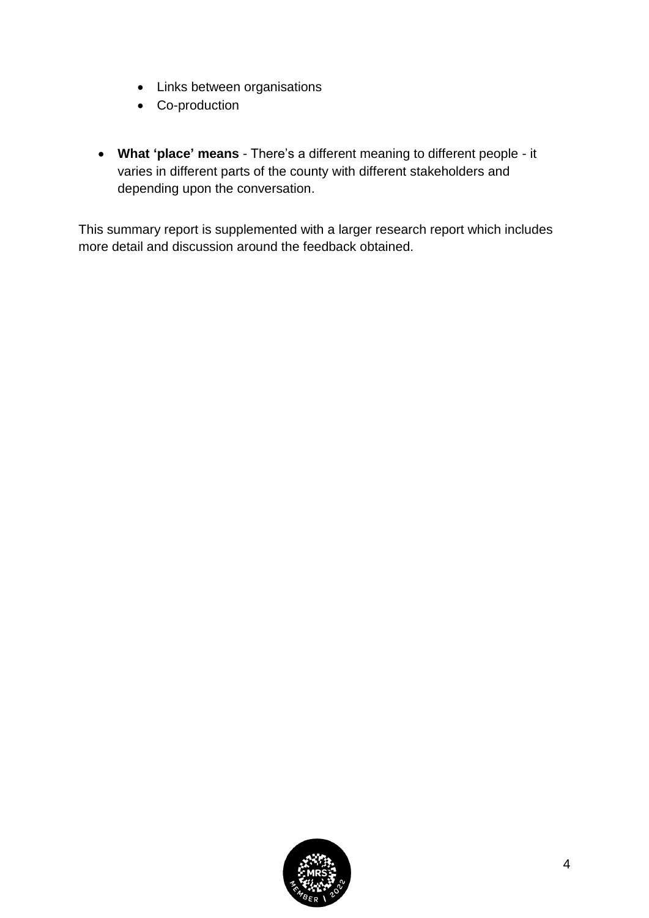- Links between organisations
    - Co-production

- **What 'place' means** - There's a different meaning to different people - it varies in different parts of the county with different stakeholders and depending upon the conversation.

This summary report is supplemented with a larger research report which includes more detail and discussion around the feedback obtained.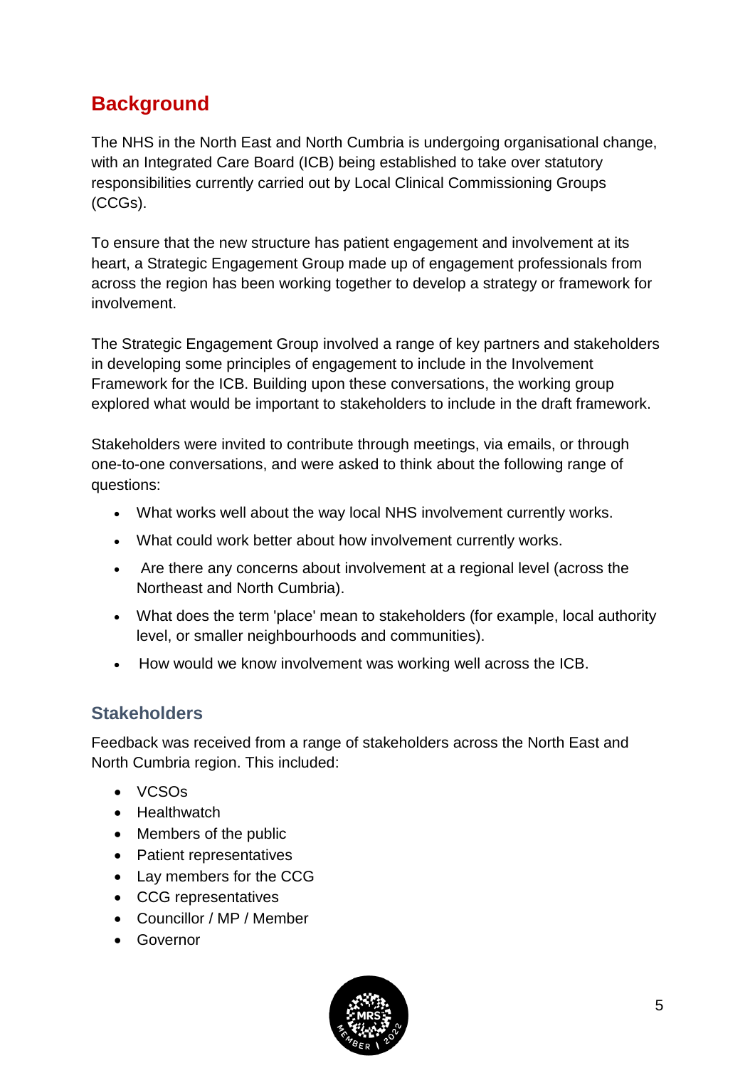## Background

The NHS in the North East and North Cumbria is undergoing organisational change, with an Integrated Care Board (ICB) being established to take over statutory responsibilities currently carried out by Local Clinical Commissioning Groups (CCGs).

To ensure that the new structure has patient engagement and involvement at its heart, a Strategic Engagement Group made up of engagement professionals from across the region has been working together to develop a strategy or framework for involvement.

The Strategic Engagement Group involved a range of key partners and stakeholders in developing some principles of engagement to include in the Involvement Framework for the ICB. Building upon these conversations, the working group explored what would be important to stakeholders to include in the draft framework.

Stakeholders were invited to contribute through meetings, via emails, or through one-to-one conversations, and were asked to think about the following range of questions:

- What works well about the way local NHS involvement currently works.
- What could work better about how involvement currently works.
- Are there any concerns about involvement at a regional level (across the Northeast and North Cumbria).
- What does the term 'place' mean to stakeholders (for example, local authority level, or smaller neighbourhoods and communities).
- How would we know involvement was working well across the ICB.

### Stakeholders

Feedback was received from a range of stakeholders across the North East and North Cumbria region. This included:

- VCSOs
- Healthwatch
- Members of the public
- Patient representatives
- Lay members for the CCG
- CCG representatives
- Councillor / MP / Member
- Governor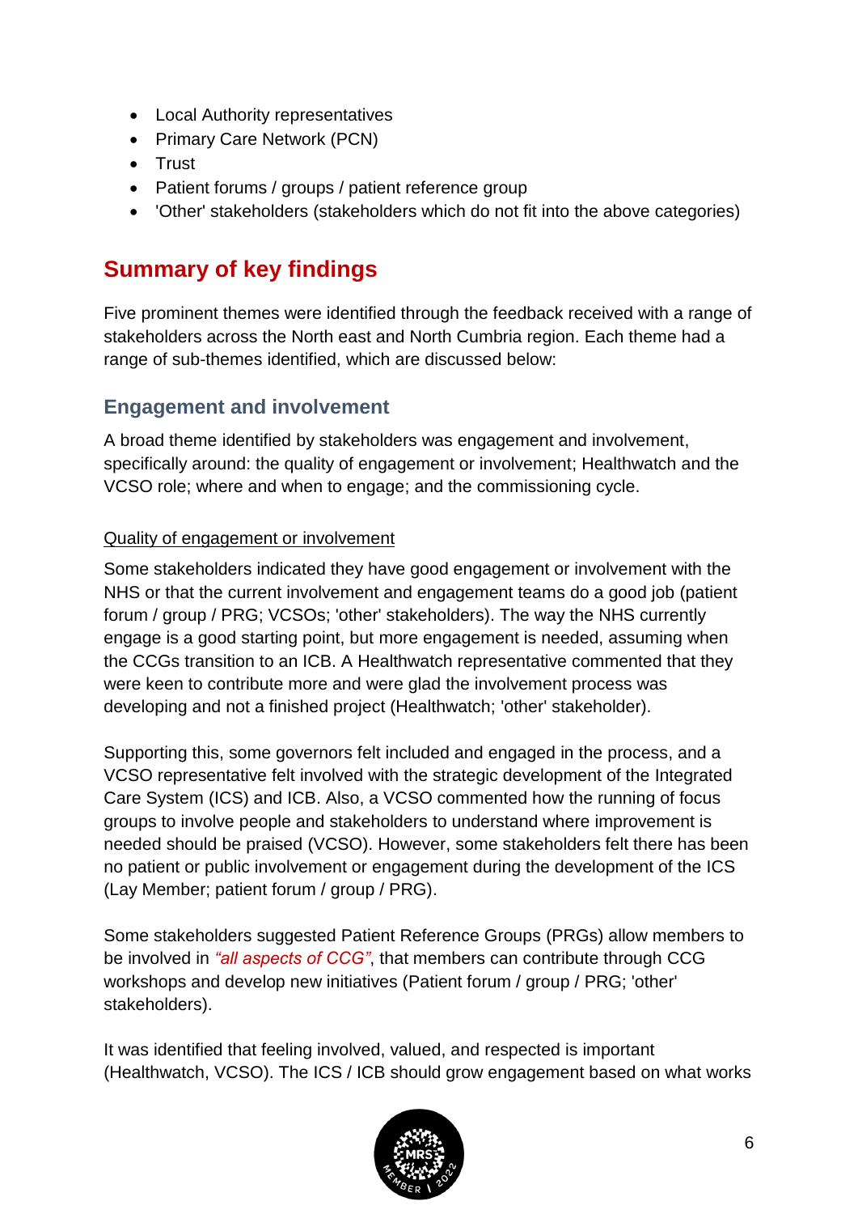- Local Authority representatives
- Primary Care Network (PCN)
- Trust
- Patient forums / groups / patient reference group
- 'Other' stakeholders (stakeholders which do not fit into the above categories)

## Summary of key findings

Five prominent themes were identified through the feedback received with a range of stakeholders across the North east and North Cumbria region. Each theme had a range of sub-themes identified, which are discussed below:

### Engagement and involvement

A broad theme identified by stakeholders was engagement and involvement, specifically around: the quality of engagement or involvement; Healthwatch and the VCSO role; where and when to engage; and the commissioning cycle.

Quality of engagement or involvement

Some stakeholders indicated they have good engagement or involvement with the NHS or that the current involvement and engagement teams do a good job (patient forum / group / PRG; VCSOs; 'other' stakeholders). The way the NHS currently engage is a good starting point, but more engagement is needed, assuming when the CCGs transition to an ICB. A Healthwatch representative commented that they were keen to contribute more and were glad the involvement process was developing and not a finished project (Healthwatch; 'other' stakeholder).

Supporting this, some governors felt included and engaged in the process, and a VCSO representative felt involved with the strategic development of the Integrated Care System (ICS) and ICB. Also, a VCSO commented how the running of focus groups to involve people and stakeholders to understand where improvement is needed should be praised (VCSO). However, some stakeholders felt there has been no patient or public involvement or engagement during the development of the ICS (Lay Member; patient forum / group / PRG).

Some stakeholders suggested Patient Reference Groups (PRGs) allow members to be involved in *"all aspects of CCG"*, that members can contribute through CCG workshops and develop new initiatives (Patient forum / group / PRG; 'other' stakeholders).

It was identified that feeling involved, valued, and respected is important (Healthwatch, VCSO). The ICS / ICB should grow engagement based on what works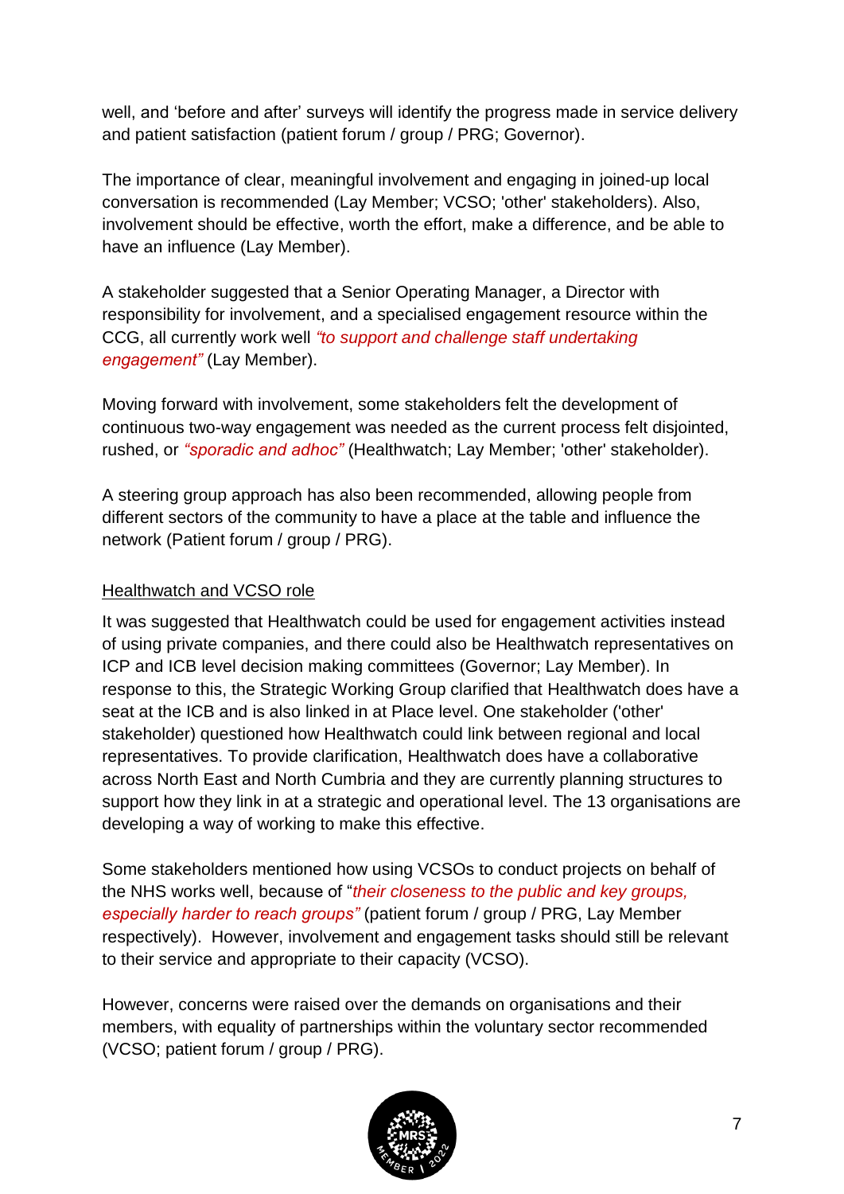well, and 'before and after' surveys will identify the progress made in service delivery and patient satisfaction (patient forum / group / PRG; Governor).

The importance of clear, meaningful involvement and engaging in joined-up local conversation is recommended (Lay Member; VCSO; 'other' stakeholders). Also, involvement should be effective, worth the effort, make a difference, and be able to have an influence (Lay Member).

A stakeholder suggested that a Senior Operating Manager, a Director with responsibility for involvement, and a specialised engagement resource within the CCG, all currently work well *"to support and challenge staff undertaking engagement"* (Lay Member).

Moving forward with involvement, some stakeholders felt the development of continuous two-way engagement was needed as the current process felt disjointed, rushed, or *"sporadic and adhoc"* (Healthwatch; Lay Member; 'other' stakeholder).

A steering group approach has also been recommended, allowing people from different sectors of the community to have a place at the table and influence the network (Patient forum / group / PRG).

### Healthwatch and VCSO role

It was suggested that Healthwatch could be used for engagement activities instead of using private companies, and there could also be Healthwatch representatives on ICP and ICB level decision making committees (Governor; Lay Member). In response to this, the Strategic Working Group clarified that Healthwatch does have a seat at the ICB and is also linked in at Place level. One stakeholder ('other' stakeholder) questioned how Healthwatch could link between regional and local representatives. To provide clarification, Healthwatch does have a collaborative across North East and North Cumbria and they are currently planning structures to support how they link in at a strategic and operational level. The 13 organisations are developing a way of working to make this effective.

Some stakeholders mentioned how using VCSOs to conduct projects on behalf of the NHS works well, because of "*their closeness to the public and key groups, especially harder to reach groups"* (patient forum / group / PRG, Lay Member respectively). However, involvement and engagement tasks should still be relevant to their service and appropriate to their capacity (VCSO).

However, concerns were raised over the demands on organisations and their members, with equality of partnerships within the voluntary sector recommended (VCSO; patient forum / group / PRG).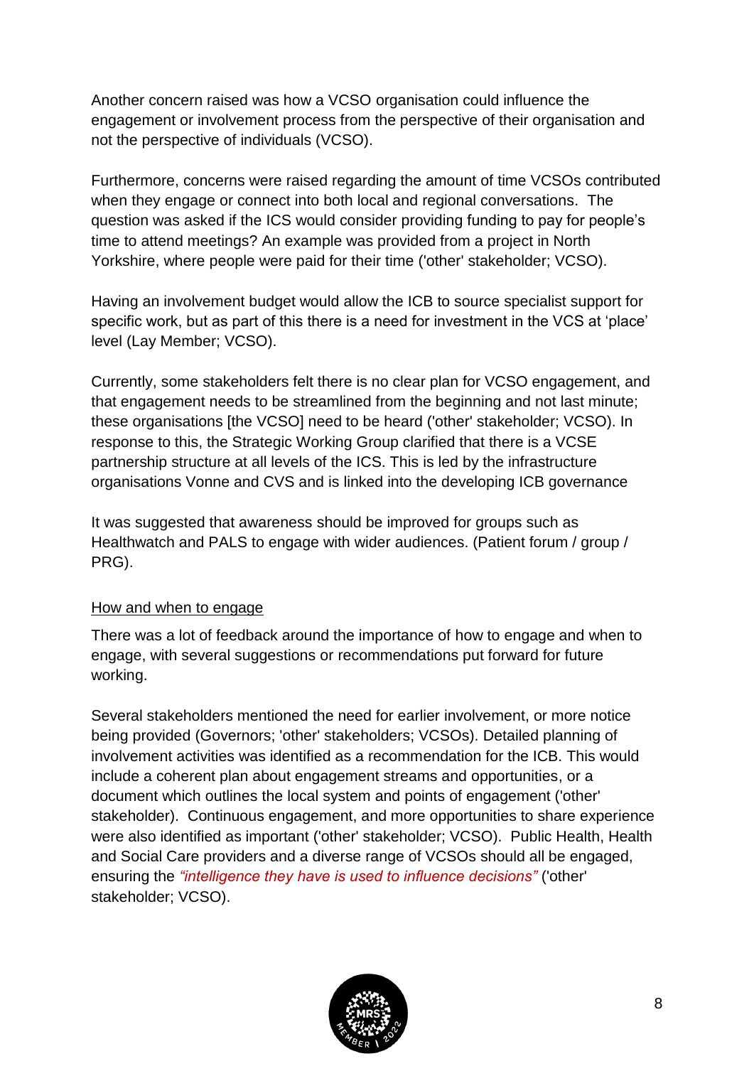Another concern raised was how a VCSO organisation could influence the engagement or involvement process from the perspective of their organisation and not the perspective of individuals (VCSO).

Furthermore, concerns were raised regarding the amount of time VCSOs contributed when they engage or connect into both local and regional conversations. The question was asked if the ICS would consider providing funding to pay for people's time to attend meetings? An example was provided from a project in North Yorkshire, where people were paid for their time ('other' stakeholder; VCSO).

Having an involvement budget would allow the ICB to source specialist support for specific work, but as part of this there is a need for investment in the VCS at 'place' level (Lay Member; VCSO).

Currently, some stakeholders felt there is no clear plan for VCSO engagement, and that engagement needs to be streamlined from the beginning and not last minute; these organisations [the VCSO] need to be heard ('other' stakeholder; VCSO). In response to this, the Strategic Working Group clarified that there is a VCSE partnership structure at all levels of the ICS. This is led by the infrastructure organisations Vonne and CVS and is linked into the developing ICB governance

It was suggested that awareness should be improved for groups such as Healthwatch and PALS to engage with wider audiences. (Patient forum / group / PRG).

<u>How and when to engage</u>

There was a lot of feedback around the importance of how to engage and when to engage, with several suggestions or recommendations put forward for future working.

Several stakeholders mentioned the need for earlier involvement, or more notice being provided (Governors; 'other' stakeholders; VCSOs). Detailed planning of involvement activities was identified as a recommendation for the ICB. This would include a coherent plan about engagement streams and opportunities, or a document which outlines the local system and points of engagement ('other' stakeholder). Continuous engagement, and more opportunities to share experience were also identified as important ('other' stakeholder; VCSO). Public Health, Health and Social Care providers and a diverse range of VCSOs should all be engaged, ensuring the *"intelligence they have is used to influence decisions"* ('other' stakeholder; VCSO).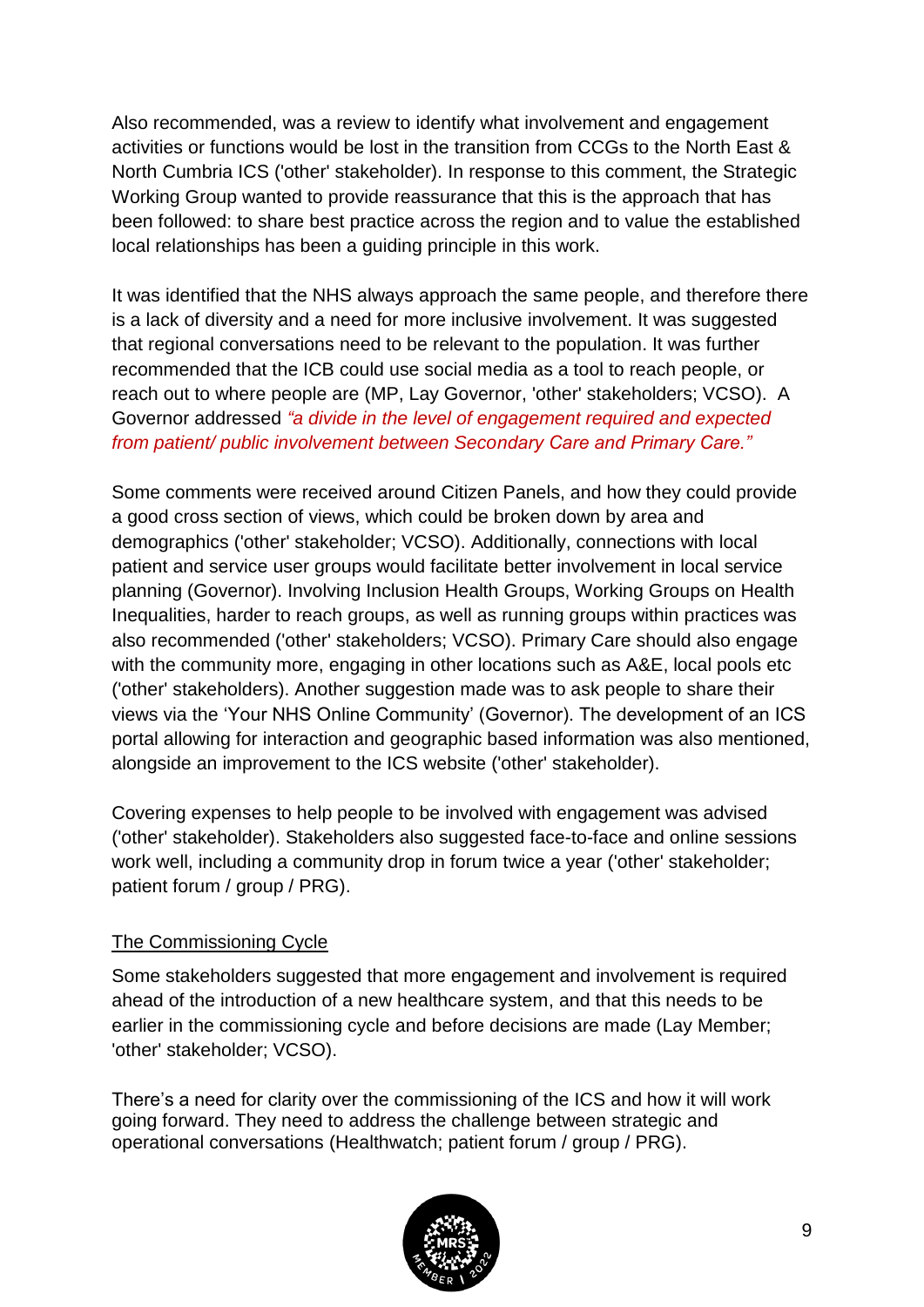Also recommended, was a review to identify what involvement and engagement activities or functions would be lost in the transition from CCGs to the North East & North Cumbria ICS ('other' stakeholder). In response to this comment, the Strategic Working Group wanted to provide reassurance that this is the approach that has been followed: to share best practice across the region and to value the established local relationships has been a guiding principle in this work.

It was identified that the NHS always approach the same people, and therefore there is a lack of diversity and a need for more inclusive involvement. It was suggested that regional conversations need to be relevant to the population. It was further recommended that the ICB could use social media as a tool to reach people, or reach out to where people are (MP, Lay Governor, 'other' stakeholders; VCSO). A Governor addressed *"a divide in the level of engagement required and expected from patient/ public involvement between Secondary Care and Primary Care."*

Some comments were received around Citizen Panels, and how they could provide a good cross section of views, which could be broken down by area and demographics ('other' stakeholder; VCSO). Additionally, connections with local patient and service user groups would facilitate better involvement in local service planning (Governor). Involving Inclusion Health Groups, Working Groups on Health Inequalities, harder to reach groups, as well as running groups within practices was also recommended ('other' stakeholders; VCSO). Primary Care should also engage with the community more, engaging in other locations such as A&E, local pools etc ('other' stakeholders). Another suggestion made was to ask people to share their views via the 'Your NHS Online Community' (Governor). The development of an ICS portal allowing for interaction and geographic based information was also mentioned, alongside an improvement to the ICS website ('other' stakeholder).

Covering expenses to help people to be involved with engagement was advised ('other' stakeholder). Stakeholders also suggested face-to-face and online sessions work well, including a community drop in forum twice a year ('other' stakeholder; patient forum / group / PRG).

### The Commissioning Cycle

Some stakeholders suggested that more engagement and involvement is required ahead of the introduction of a new healthcare system, and that this needs to be earlier in the commissioning cycle and before decisions are made (Lay Member; 'other' stakeholder; VCSO).

There's a need for clarity over the commissioning of the ICS and how it will work going forward. They need to address the challenge between strategic and operational conversations (Healthwatch; patient forum / group / PRG).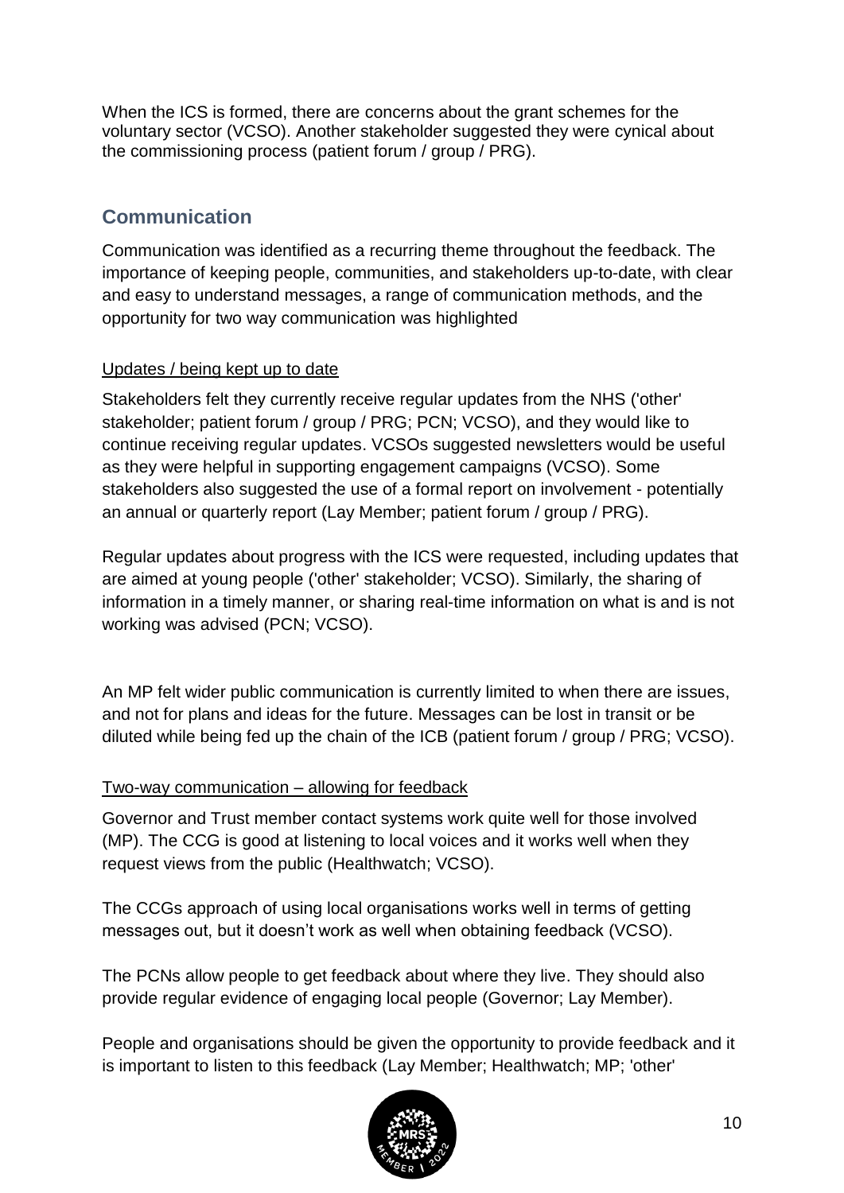When the ICS is formed, there are concerns about the grant schemes for the voluntary sector (VCSO). Another stakeholder suggested they were cynical about the commissioning process (patient forum / group / PRG).

## Communication

Communication was identified as a recurring theme throughout the feedback. The importance of keeping people, communities, and stakeholders up-to-date, with clear and easy to understand messages, a range of communication methods, and the opportunity for two way communication was highlighted

### Updates / being kept up to date

Stakeholders felt they currently receive regular updates from the NHS ('other' stakeholder; patient forum / group / PRG; PCN; VCSO), and they would like to continue receiving regular updates. VCSOs suggested newsletters would be useful as they were helpful in supporting engagement campaigns (VCSO). Some stakeholders also suggested the use of a formal report on involvement - potentially an annual or quarterly report (Lay Member; patient forum / group / PRG).

Regular updates about progress with the ICS were requested, including updates that are aimed at young people ('other' stakeholder; VCSO). Similarly, the sharing of information in a timely manner, or sharing real-time information on what is and is not working was advised (PCN; VCSO).

An MP felt wider public communication is currently limited to when there are issues, and not for plans and ideas for the future. Messages can be lost in transit or be diluted while being fed up the chain of the ICB (patient forum / group / PRG; VCSO).

### Two-way communication – allowing for feedback

Governor and Trust member contact systems work quite well for those involved (MP). The CCG is good at listening to local voices and it works well when they request views from the public (Healthwatch; VCSO).

The CCGs approach of using local organisations works well in terms of getting messages out, but it doesn't work as well when obtaining feedback (VCSO).

The PCNs allow people to get feedback about where they live. They should also provide regular evidence of engaging local people (Governor; Lay Member).

People and organisations should be given the opportunity to provide feedback and it is important to listen to this feedback (Lay Member; Healthwatch; MP; 'other'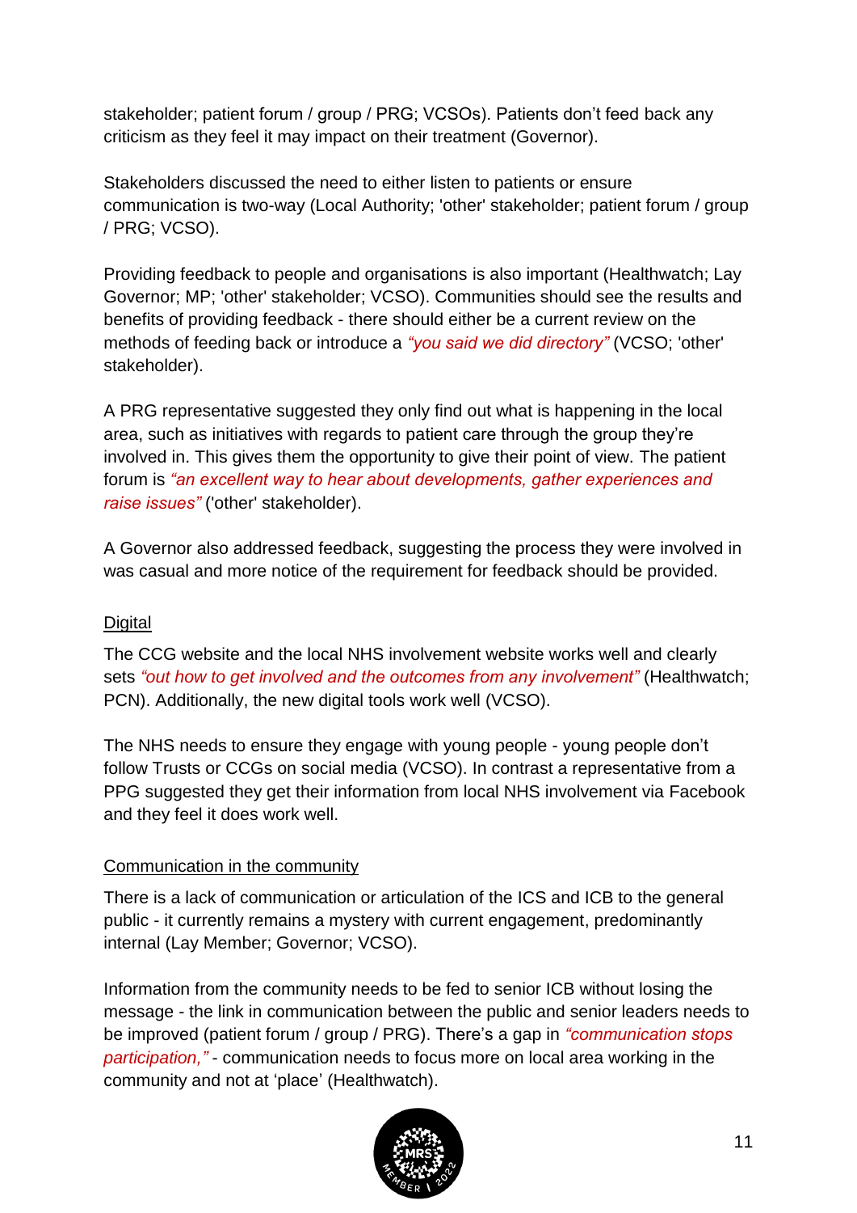stakeholder; patient forum / group / PRG; VCSOs). Patients don't feed back any criticism as they feel it may impact on their treatment (Governor).

Stakeholders discussed the need to either listen to patients or ensure communication is two-way (Local Authority; 'other' stakeholder; patient forum / group / PRG; VCSO).

Providing feedback to people and organisations is also important (Healthwatch; Lay Governor; MP; 'other' stakeholder; VCSO). Communities should see the results and benefits of providing feedback - there should either be a current review on the methods of feeding back or introduce a *"you said we did directory"* (VCSO; 'other' stakeholder).

A PRG representative suggested they only find out what is happening in the local area, such as initiatives with regards to patient care through the group they're involved in. This gives them the opportunity to give their point of view. The patient forum is *"an excellent way to hear about developments, gather experiences and raise issues"* ('other' stakeholder).

A Governor also addressed feedback, suggesting the process they were involved in was casual and more notice of the requirement for feedback should be provided.

<u>Digital</u>

The CCG website and the local NHS involvement website works well and clearly sets *"out how to get involved and the outcomes from any involvement"* (Healthwatch; PCN). Additionally, the new digital tools work well (VCSO).

The NHS needs to ensure they engage with young people - young people don't follow Trusts or CCGs on social media (VCSO). In contrast a representative from a PPG suggested they get their information from local NHS involvement via Facebook and they feel it does work well.

<u>Communication in the community</u>

There is a lack of communication or articulation of the ICS and ICB to the general public - it currently remains a mystery with current engagement, predominantly internal (Lay Member; Governor; VCSO).

Information from the community needs to be fed to senior ICB without losing the message - the link in communication between the public and senior leaders needs to be improved (patient forum / group / PRG). There's a gap in *"communication stops participation,"* - communication needs to focus more on local area working in the community and not at 'place' (Healthwatch).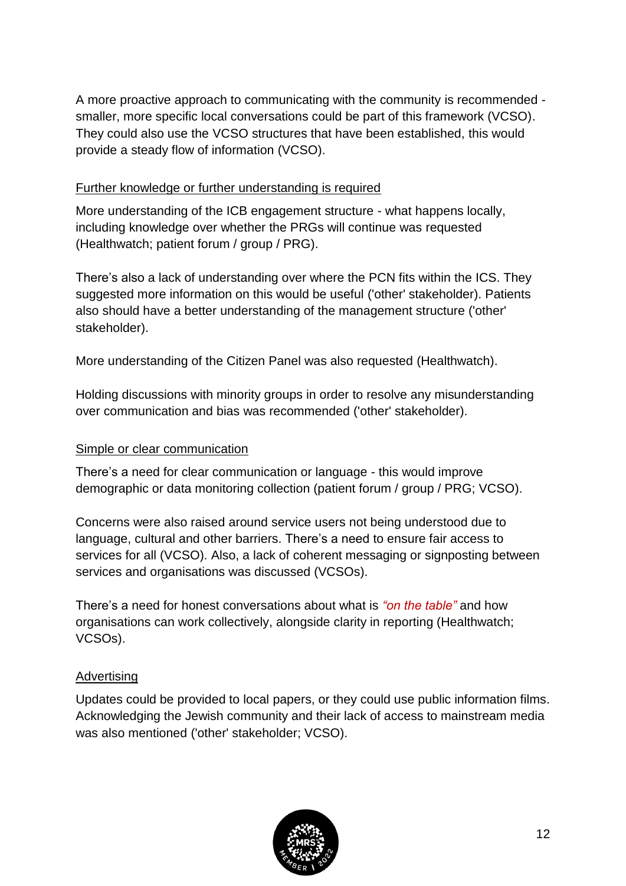A more proactive approach to communicating with the community is recommended - smaller, more specific local conversations could be part of this framework (VCSO). They could also use the VCSO structures that have been established, this would provide a steady flow of information (VCSO).

<u>Further knowledge or further understanding is required</u>

More understanding of the ICB engagement structure - what happens locally, including knowledge over whether the PRGs will continue was requested (Healthwatch; patient forum / group / PRG).

There's also a lack of understanding over where the PCN fits within the ICS. They suggested more information on this would be useful ('other' stakeholder). Patients also should have a better understanding of the management structure ('other' stakeholder).

More understanding of the Citizen Panel was also requested (Healthwatch).

Holding discussions with minority groups in order to resolve any misunderstanding over communication and bias was recommended ('other' stakeholder).

<u>Simple or clear communication</u>

There's a need for clear communication or language - this would improve demographic or data monitoring collection (patient forum / group / PRG; VCSO).

Concerns were also raised around service users not being understood due to language, cultural and other barriers. There's a need to ensure fair access to services for all (VCSO). Also, a lack of coherent messaging or signposting between services and organisations was discussed (VCSOs).

There's a need for honest conversations about what is *"on the table"* and how organisations can work collectively, alongside clarity in reporting (Healthwatch; VCSOs).

<u>Advertising</u>

Updates could be provided to local papers, or they could use public information films. Acknowledging the Jewish community and their lack of access to mainstream media was also mentioned ('other' stakeholder; VCSO).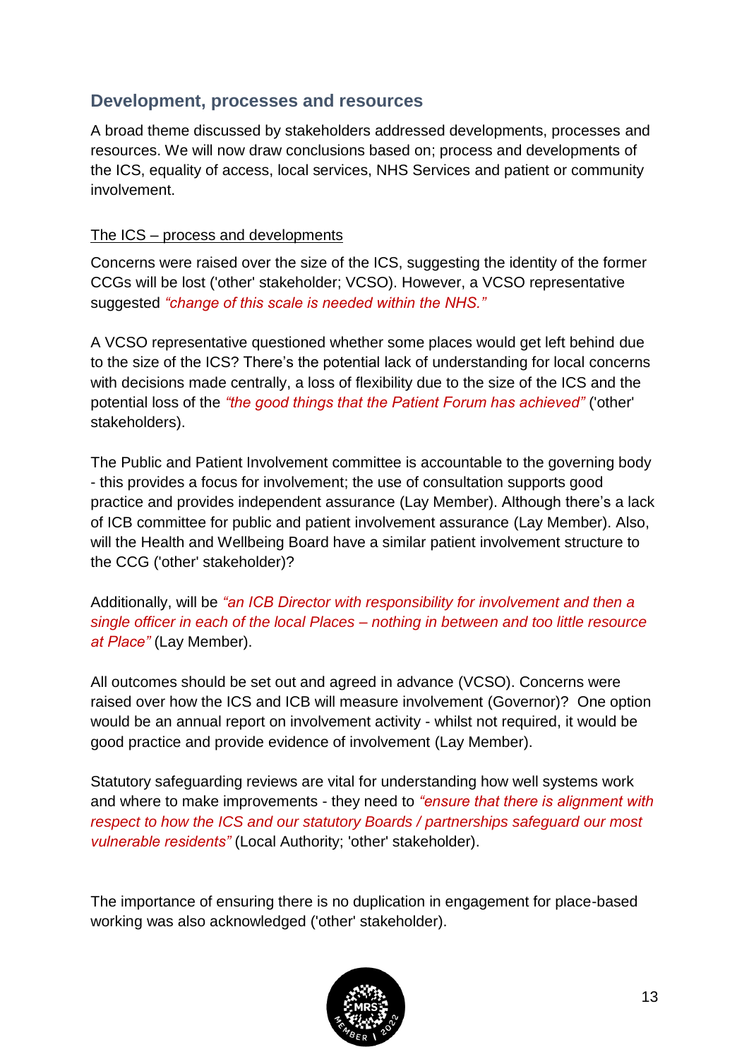## Development, processes and resources

A broad theme discussed by stakeholders addressed developments, processes and resources. We will now draw conclusions based on; process and developments of the ICS, equality of access, local services, NHS Services and patient or community involvement.

### The ICS – process and developments

Concerns were raised over the size of the ICS, suggesting the identity of the former CCGs will be lost ('other' stakeholder; VCSO). However, a VCSO representative suggested *"change of this scale is needed within the NHS."*

A VCSO representative questioned whether some places would get left behind due to the size of the ICS? There's the potential lack of understanding for local concerns with decisions made centrally, a loss of flexibility due to the size of the ICS and the potential loss of the *"the good things that the Patient Forum has achieved"* ('other' stakeholders).

The Public and Patient Involvement committee is accountable to the governing body - this provides a focus for involvement; the use of consultation supports good practice and provides independent assurance (Lay Member). Although there's a lack of ICB committee for public and patient involvement assurance (Lay Member). Also, will the Health and Wellbeing Board have a similar patient involvement structure to the CCG ('other' stakeholder)?

Additionally, will be *"an ICB Director with responsibility for involvement and then a single officer in each of the local Places – nothing in between and too little resource at Place"* (Lay Member).

All outcomes should be set out and agreed in advance (VCSO). Concerns were raised over how the ICS and ICB will measure involvement (Governor)? One option would be an annual report on involvement activity - whilst not required, it would be good practice and provide evidence of involvement (Lay Member).

Statutory safeguarding reviews are vital for understanding how well systems work and where to make improvements - they need to *"ensure that there is alignment with respect to how the ICS and our statutory Boards / partnerships safeguard our most vulnerable residents"* (Local Authority; 'other' stakeholder).

The importance of ensuring there is no duplication in engagement for place-based working was also acknowledged ('other' stakeholder).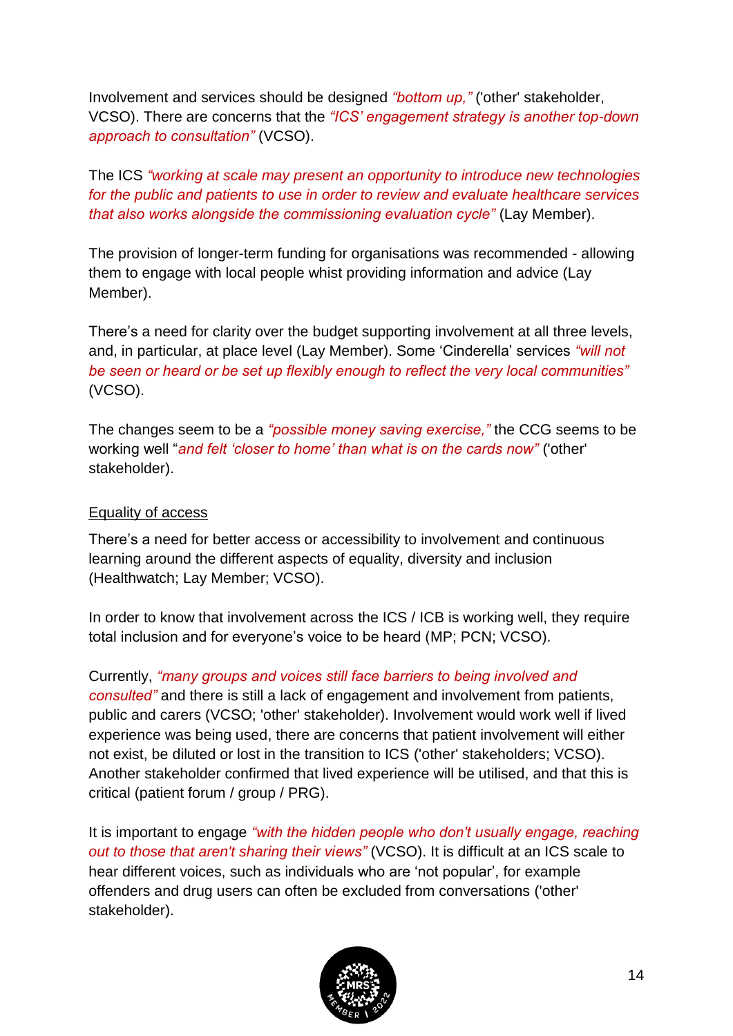Involvement and services should be designed *"bottom up,"* ('other' stakeholder, VCSO). There are concerns that the *"ICS' engagement strategy is another top-down approach to consultation"* (VCSO).

The ICS *"working at scale may present an opportunity to introduce new technologies for the public and patients to use in order to review and evaluate healthcare services that also works alongside the commissioning evaluation cycle"* (Lay Member).

The provision of longer-term funding for organisations was recommended - allowing them to engage with local people whist providing information and advice (Lay Member).

There's a need for clarity over the budget supporting involvement at all three levels, and, in particular, at place level (Lay Member). Some 'Cinderella' services *"will not be seen or heard or be set up flexibly enough to reflect the very local communities"* (VCSO).

The changes seem to be a *"possible money saving exercise,"* the CCG seems to be working well "*and felt 'closer to home' than what is on the cards now"* ('other' stakeholder).

<u>Equality of access</u>

There's a need for better access or accessibility to involvement and continuous learning around the different aspects of equality, diversity and inclusion (Healthwatch; Lay Member; VCSO).

In order to know that involvement across the ICS / ICB is working well, they require total inclusion and for everyone's voice to be heard (MP; PCN; VCSO).

Currently, *"many groups and voices still face barriers to being involved and consulted"* and there is still a lack of engagement and involvement from patients, public and carers (VCSO; 'other' stakeholder). Involvement would work well if lived experience was being used, there are concerns that patient involvement will either not exist, be diluted or lost in the transition to ICS ('other' stakeholders; VCSO). Another stakeholder confirmed that lived experience will be utilised, and that this is critical (patient forum / group / PRG).

It is important to engage *"with the hidden people who don't usually engage, reaching out to those that aren't sharing their views"* (VCSO). It is difficult at an ICS scale to hear different voices, such as individuals who are 'not popular', for example offenders and drug users can often be excluded from conversations ('other' stakeholder).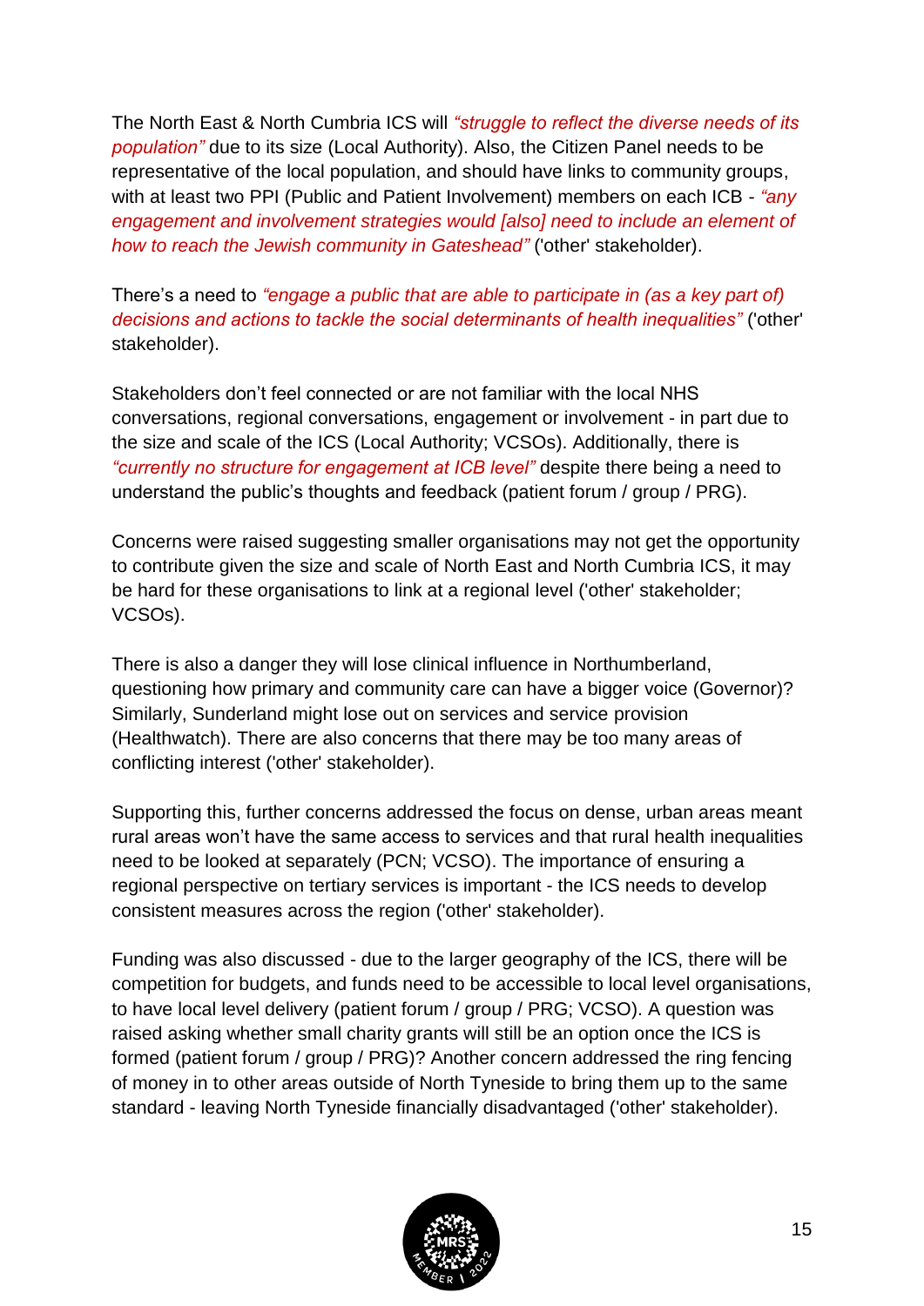The North East & North Cumbria ICS will *“struggle to reflect the diverse needs of its population”* due to its size (Local Authority). Also, the Citizen Panel needs to be representative of the local population, and should have links to community groups, with at least two PPI (Public and Patient Involvement) members on each ICB - *“any engagement and involvement strategies would [also] need to include an element of how to reach the Jewish community in Gateshead”* ('other' stakeholder).

There’s a need to *“engage a public that are able to participate in (as a key part of) decisions and actions to tackle the social determinants of health inequalities”* ('other' stakeholder).

Stakeholders don’t feel connected or are not familiar with the local NHS conversations, regional conversations, engagement or involvement - in part due to the size and scale of the ICS (Local Authority; VCSOs). Additionally, there is *“currently no structure for engagement at ICB level”* despite there being a need to understand the public’s thoughts and feedback (patient forum / group / PRG).

Concerns were raised suggesting smaller organisations may not get the opportunity to contribute given the size and scale of North East and North Cumbria ICS, it may be hard for these organisations to link at a regional level ('other' stakeholder; VCSOs).

There is also a danger they will lose clinical influence in Northumberland, questioning how primary and community care can have a bigger voice (Governor)? Similarly, Sunderland might lose out on services and service provision (Healthwatch). There are also concerns that there may be too many areas of conflicting interest ('other' stakeholder).

Supporting this, further concerns addressed the focus on dense, urban areas meant rural areas won’t have the same access to services and that rural health inequalities need to be looked at separately (PCN; VCSO). The importance of ensuring a regional perspective on tertiary services is important - the ICS needs to develop consistent measures across the region ('other' stakeholder).

Funding was also discussed - due to the larger geography of the ICS, there will be competition for budgets, and funds need to be accessible to local level organisations, to have local level delivery (patient forum / group / PRG; VCSO). A question was raised asking whether small charity grants will still be an option once the ICS is formed (patient forum / group / PRG)? Another concern addressed the ring fencing of money in to other areas outside of North Tyneside to bring them up to the same standard - leaving North Tyneside financially disadvantaged ('other' stakeholder).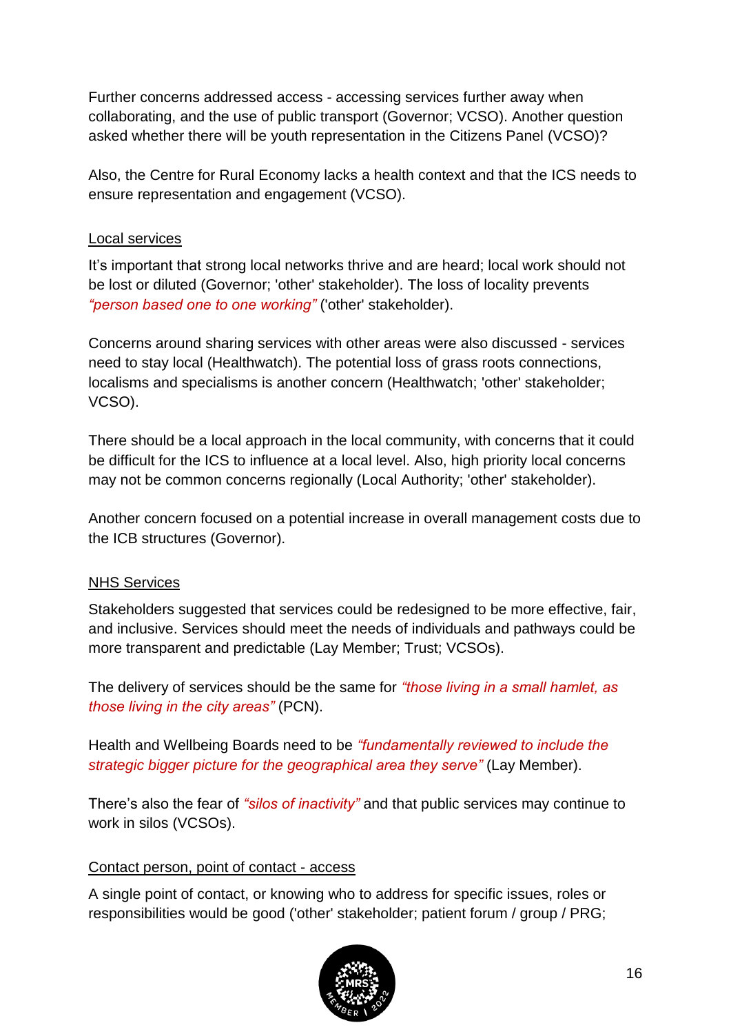Further concerns addressed access - accessing services further away when collaborating, and the use of public transport (Governor; VCSO). Another question asked whether there will be youth representation in the Citizens Panel (VCSO)?

Also, the Centre for Rural Economy lacks a health context and that the ICS needs to ensure representation and engagement (VCSO).

Local services

It's important that strong local networks thrive and are heard; local work should not be lost or diluted (Governor; 'other' stakeholder). The loss of locality prevents *"person based one to one working"* ('other' stakeholder).

Concerns around sharing services with other areas were also discussed - services need to stay local (Healthwatch). The potential loss of grass roots connections, localisms and specialisms is another concern (Healthwatch; 'other' stakeholder; VCSO).

There should be a local approach in the local community, with concerns that it could be difficult for the ICS to influence at a local level. Also, high priority local concerns may not be common concerns regionally (Local Authority; 'other' stakeholder).

Another concern focused on a potential increase in overall management costs due to the ICB structures (Governor).

NHS Services

Stakeholders suggested that services could be redesigned to be more effective, fair, and inclusive. Services should meet the needs of individuals and pathways could be more transparent and predictable (Lay Member; Trust; VCSOs).

The delivery of services should be the same for *"those living in a small hamlet, as those living in the city areas"* (PCN).

Health and Wellbeing Boards need to be *"fundamentally reviewed to include the strategic bigger picture for the geographical area they serve"* (Lay Member).

There's also the fear of *"silos of inactivity"* and that public services may continue to work in silos (VCSOs).

Contact person, point of contact - access

A single point of contact, or knowing who to address for specific issues, roles or responsibilities would be good ('other' stakeholder; patient forum / group / PRG;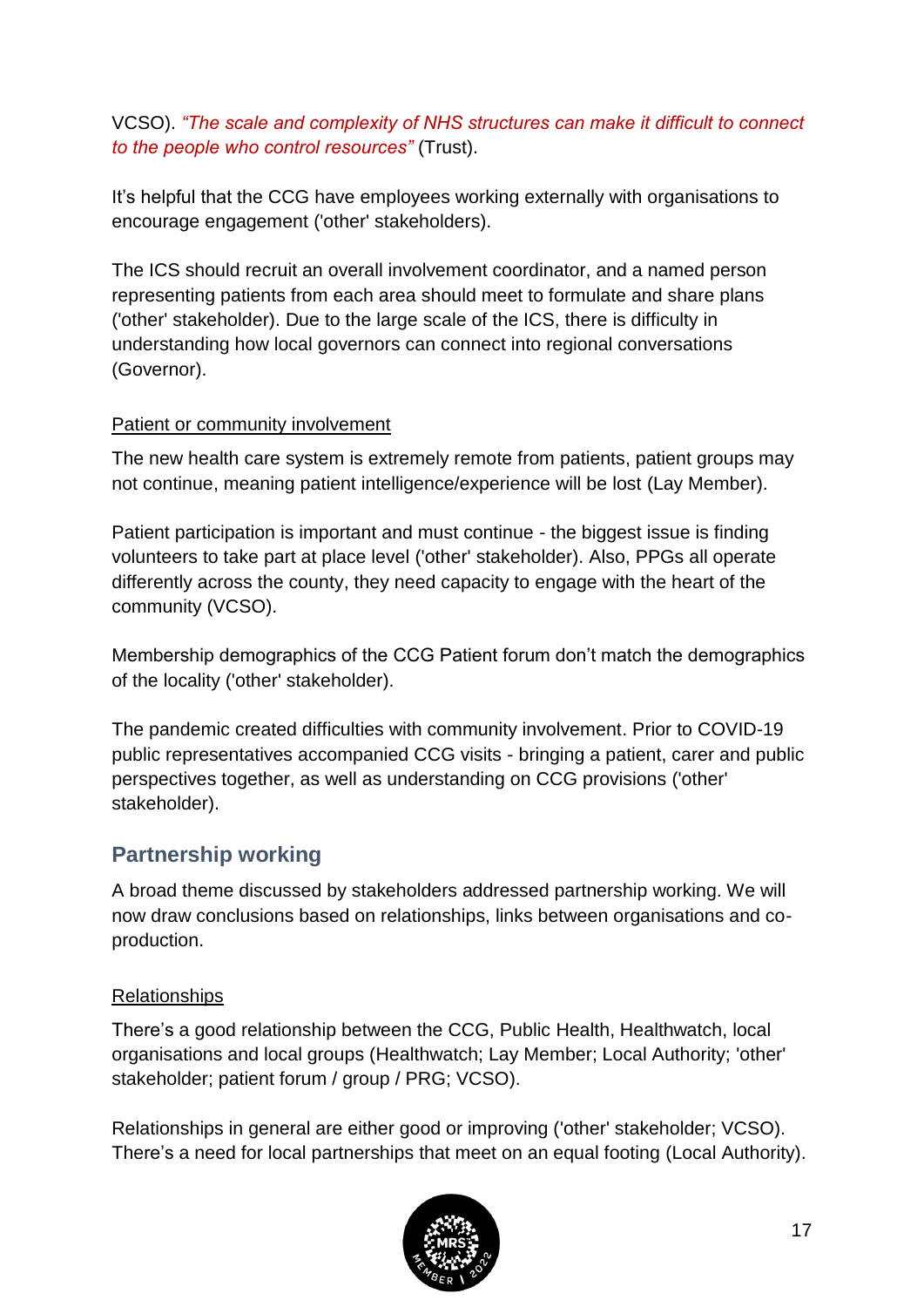VCSO). *"The scale and complexity of NHS structures can make it difficult to connect to the people who control resources"* (Trust).

It's helpful that the CCG have employees working externally with organisations to encourage engagement ('other' stakeholders).

The ICS should recruit an overall involvement coordinator, and a named person representing patients from each area should meet to formulate and share plans ('other' stakeholder). Due to the large scale of the ICS, there is difficulty in understanding how local governors can connect into regional conversations (Governor).

<u>Patient or community involvement</u>

The new health care system is extremely remote from patients, patient groups may not continue, meaning patient intelligence/experience will be lost (Lay Member).

Patient participation is important and must continue - the biggest issue is finding volunteers to take part at place level ('other' stakeholder). Also, PPGs all operate differently across the county, they need capacity to engage with the heart of the community (VCSO).

Membership demographics of the CCG Patient forum don't match the demographics of the locality ('other' stakeholder).

The pandemic created difficulties with community involvement. Prior to COVID-19 public representatives accompanied CCG visits - bringing a patient, carer and public perspectives together, as well as understanding on CCG provisions ('other' stakeholder).

## Partnership working

A broad theme discussed by stakeholders addressed partnership working. We will now draw conclusions based on relationships, links between organisations and co-production.

<u>Relationships</u>

There's a good relationship between the CCG, Public Health, Healthwatch, local organisations and local groups (Healthwatch; Lay Member; Local Authority; 'other' stakeholder; patient forum / group / PRG; VCSO).

Relationships in general are either good or improving ('other' stakeholder; VCSO). There's a need for local partnerships that meet on an equal footing (Local Authority).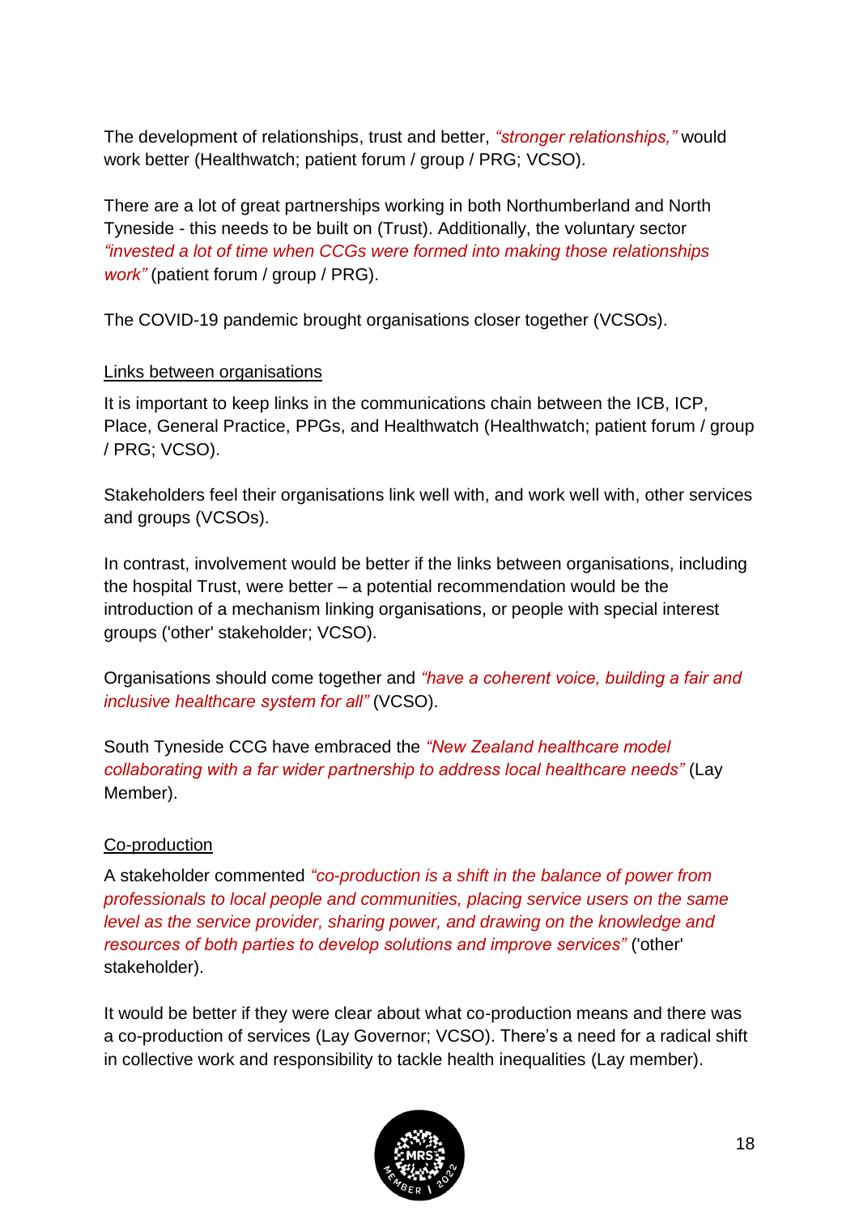The development of relationships, trust and better, *"stronger relationships,"* would work better (Healthwatch; patient forum / group / PRG; VCSO).

There are a lot of great partnerships working in both Northumberland and North Tyneside - this needs to be built on (Trust). Additionally, the voluntary sector *"invested a lot of time when CCGs were formed into making those relationships work"* (patient forum / group / PRG).

The COVID-19 pandemic brought organisations closer together (VCSOs).

Links between organisations

It is important to keep links in the communications chain between the ICB, ICP, Place, General Practice, PPGs, and Healthwatch (Healthwatch; patient forum / group / PRG; VCSO).

Stakeholders feel their organisations link well with, and work well with, other services and groups (VCSOs).

In contrast, involvement would be better if the links between organisations, including the hospital Trust, were better – a potential recommendation would be the introduction of a mechanism linking organisations, or people with special interest groups ('other' stakeholder; VCSO).

Organisations should come together and *"have a coherent voice, building a fair and inclusive healthcare system for all"* (VCSO).

South Tyneside CCG have embraced the *"New Zealand healthcare model collaborating with a far wider partnership to address local healthcare needs"* (Lay Member).

Co-production

A stakeholder commented *"co-production is a shift in the balance of power from professionals to local people and communities, placing service users on the same level as the service provider, sharing power, and drawing on the knowledge and resources of both parties to develop solutions and improve services"* ('other' stakeholder).

It would be better if they were clear about what co-production means and there was a co-production of services (Lay Governor; VCSO). There's a need for a radical shift in collective work and responsibility to tackle health inequalities (Lay member).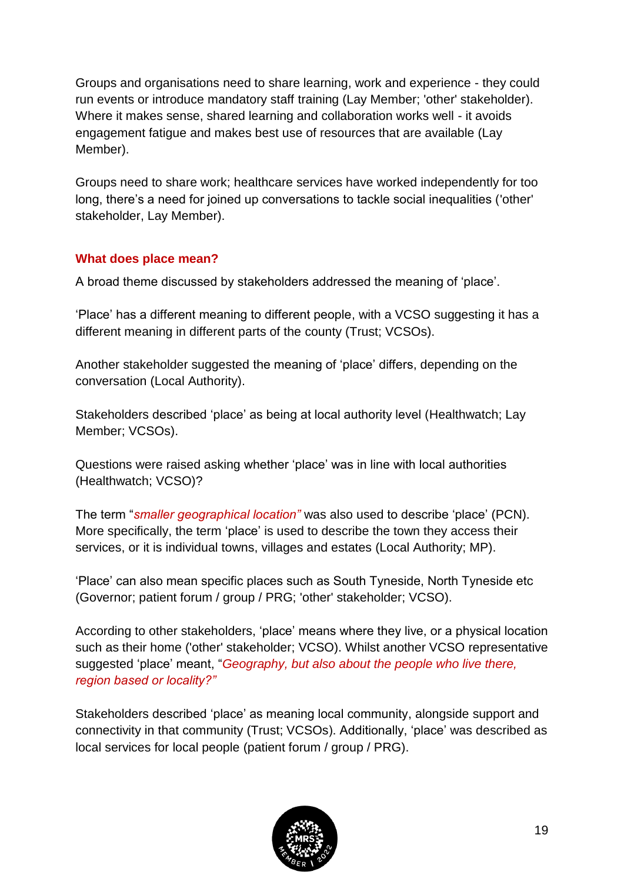Groups and organisations need to share learning, work and experience - they could run events or introduce mandatory staff training (Lay Member; 'other' stakeholder). Where it makes sense, shared learning and collaboration works well - it avoids engagement fatigue and makes best use of resources that are available (Lay Member).

Groups need to share work; healthcare services have worked independently for too long, there's a need for joined up conversations to tackle social inequalities ('other' stakeholder, Lay Member).

### What does place mean?

A broad theme discussed by stakeholders addressed the meaning of 'place'.

'Place' has a different meaning to different people, with a VCSO suggesting it has a different meaning in different parts of the county (Trust; VCSOs).

Another stakeholder suggested the meaning of 'place' differs, depending on the conversation (Local Authority).

Stakeholders described 'place' as being at local authority level (Healthwatch; Lay Member; VCSOs).

Questions were raised asking whether 'place' was in line with local authorities (Healthwatch; VCSO)?

The term "*smaller geographical location"* was also used to describe 'place' (PCN). More specifically, the term 'place' is used to describe the town they access their services, or it is individual towns, villages and estates (Local Authority; MP).

'Place' can also mean specific places such as South Tyneside, North Tyneside etc (Governor; patient forum / group / PRG; 'other' stakeholder; VCSO).

According to other stakeholders, 'place' means where they live, or a physical location such as their home ('other' stakeholder; VCSO). Whilst another VCSO representative suggested 'place' meant, "*Geography, but also about the people who live there, region based or locality?"*

Stakeholders described 'place' as meaning local community, alongside support and connectivity in that community (Trust; VCSOs). Additionally, 'place' was described as local services for local people (patient forum / group / PRG).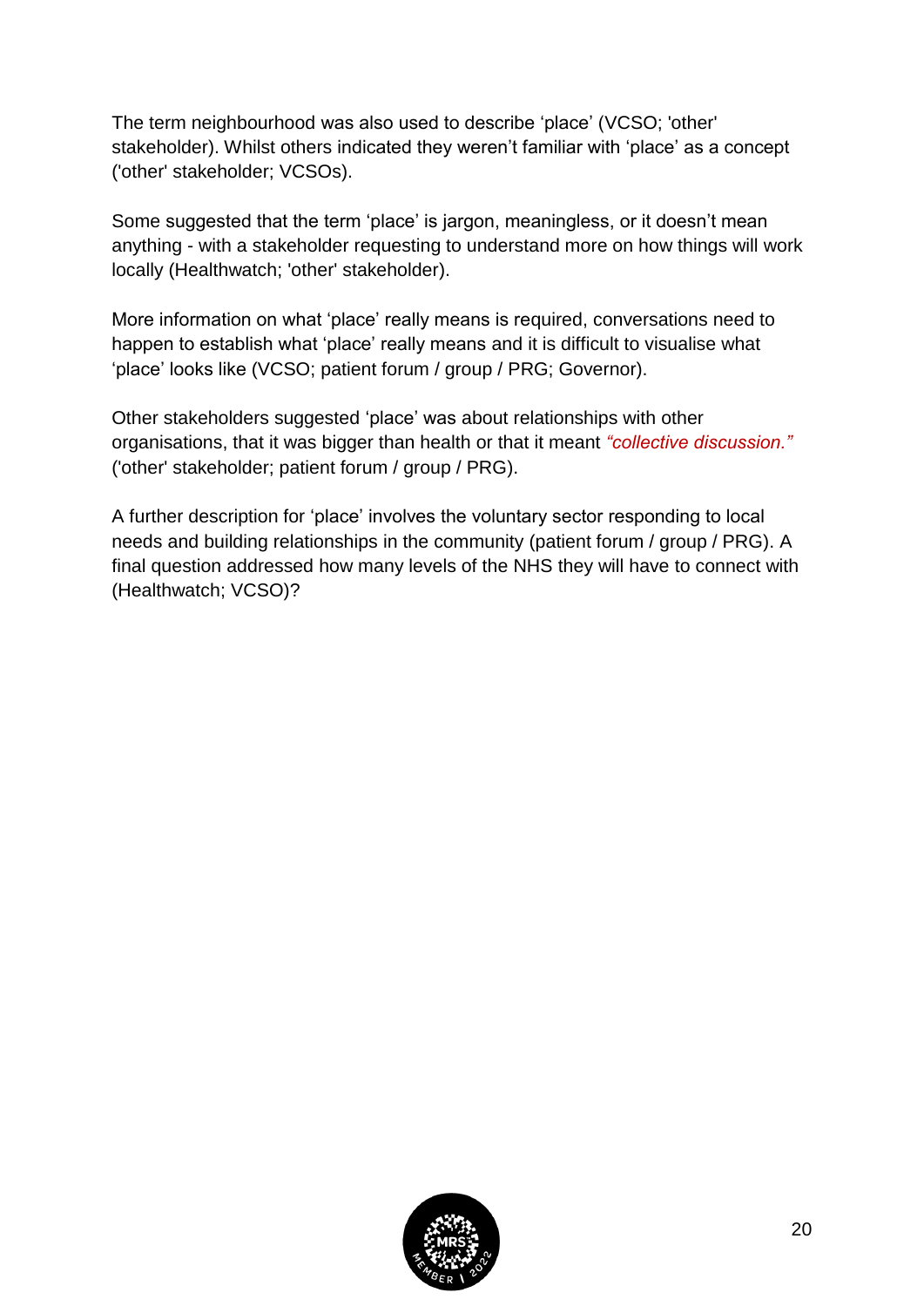The term neighbourhood was also used to describe 'place' (VCSO; 'other' stakeholder). Whilst others indicated they weren't familiar with 'place' as a concept ('other' stakeholder; VCSOs).

Some suggested that the term 'place' is jargon, meaningless, or it doesn't mean anything - with a stakeholder requesting to understand more on how things will work locally (Healthwatch; 'other' stakeholder).

More information on what 'place' really means is required, conversations need to happen to establish what 'place' really means and it is difficult to visualise what 'place' looks like (VCSO; patient forum / group / PRG; Governor).

Other stakeholders suggested 'place' was about relationships with other organisations, that it was bigger than health or that it meant *"collective discussion."* ('other' stakeholder; patient forum / group / PRG).

A further description for 'place' involves the voluntary sector responding to local needs and building relationships in the community (patient forum / group / PRG). A final question addressed how many levels of the NHS they will have to connect with (Healthwatch; VCSO)?